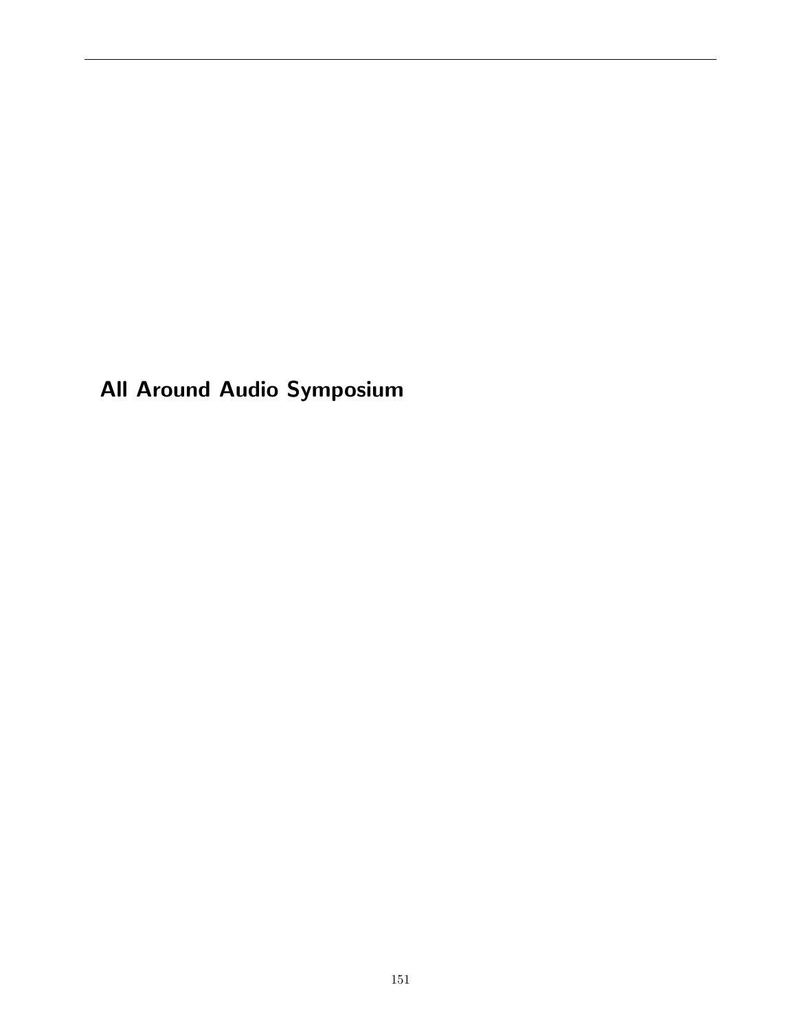# All Around Audio Symposium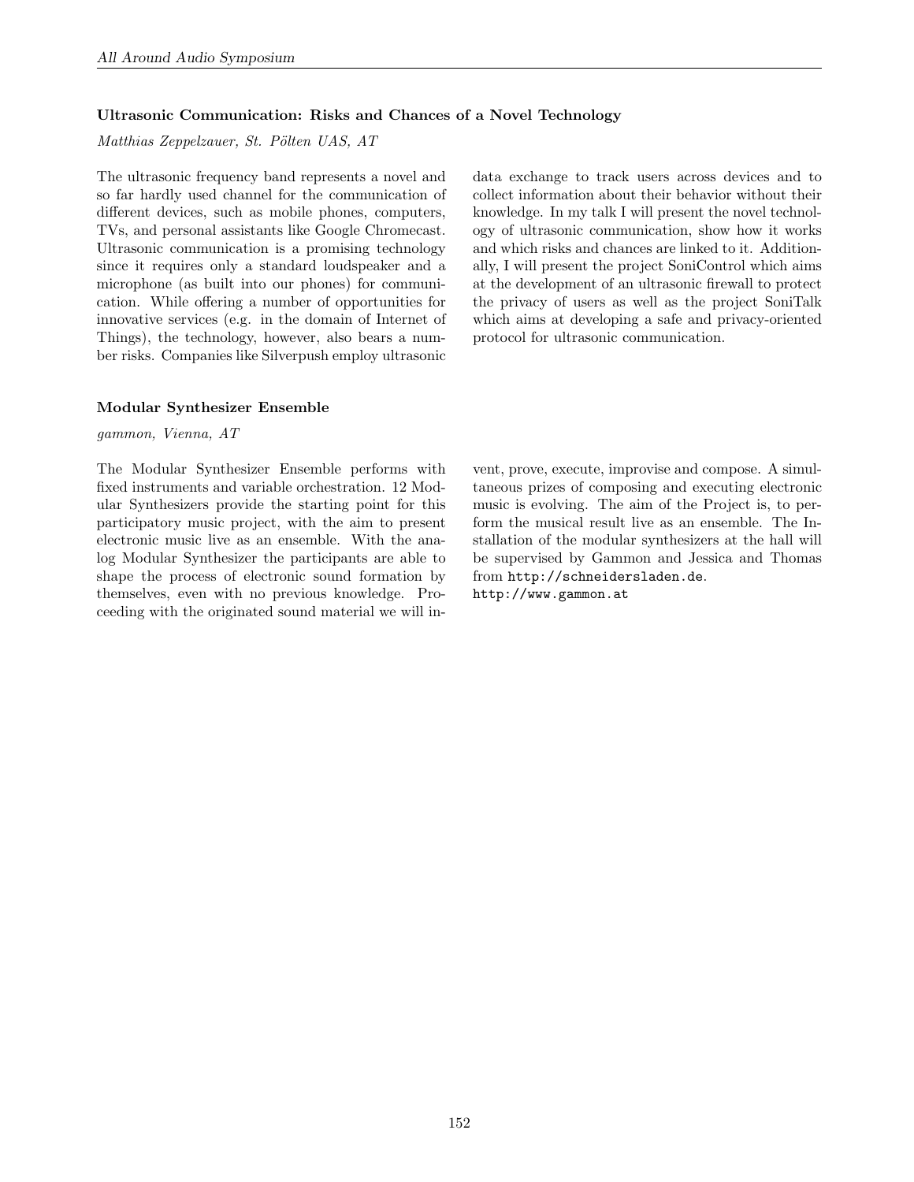### Ultrasonic Communication: Risks and Chances of a Novel Technology

*Matthias Zeppelzauer, St. Pölten UAS, AT*

The ultrasonic frequency band represents a novel and so far hardly used channel for the communication of different devices, such as mobile phones, computers, TVs, and personal assistants like Google Chromecast. Ultrasonic communication is a promising technology since it requires only a standard loudspeaker and a microphone (as built into our phones) for communication. While offering a number of opportunities for innovative services (e.g. in the domain of Internet of Things), the technology, however, also bears a number risks. Companies like Silverpush employ ultrasonic data exchange to track users across devices and to collect information about their behavior without their knowledge. In my talk I will present the novel technology of ultrasonic communication, show how it works and which risks and chances are linked to it. Additionally, I will present the project SoniControl which aims at the development of an ultrasonic firewall to protect the privacy of users as well as the project SoniTalk which aims at developing a safe and privacy-oriented protocol for ultrasonic communication.

### Modular Synthesizer Ensemble

*gammon, Vienna, AT*

The Modular Synthesizer Ensemble performs with fixed instruments and variable orchestration. 12 Modular Synthesizers provide the starting point for this participatory music project, with the aim to present electronic music live as an ensemble. With the analog Modular Synthesizer the participants are able to shape the process of electronic sound formation by themselves, even with no previous knowledge. Proceeding with the originated sound material we will invent, prove, execute, improvise and compose. A simultaneous prizes of composing and executing electronic music is evolving. The aim of the Project is, to perform the musical result live as an ensemble. The Installation of the modular synthesizers at the hall will be supervised by Gammon and Jessica and Thomas from http://schneidersladen.de.
http://www.gammon.at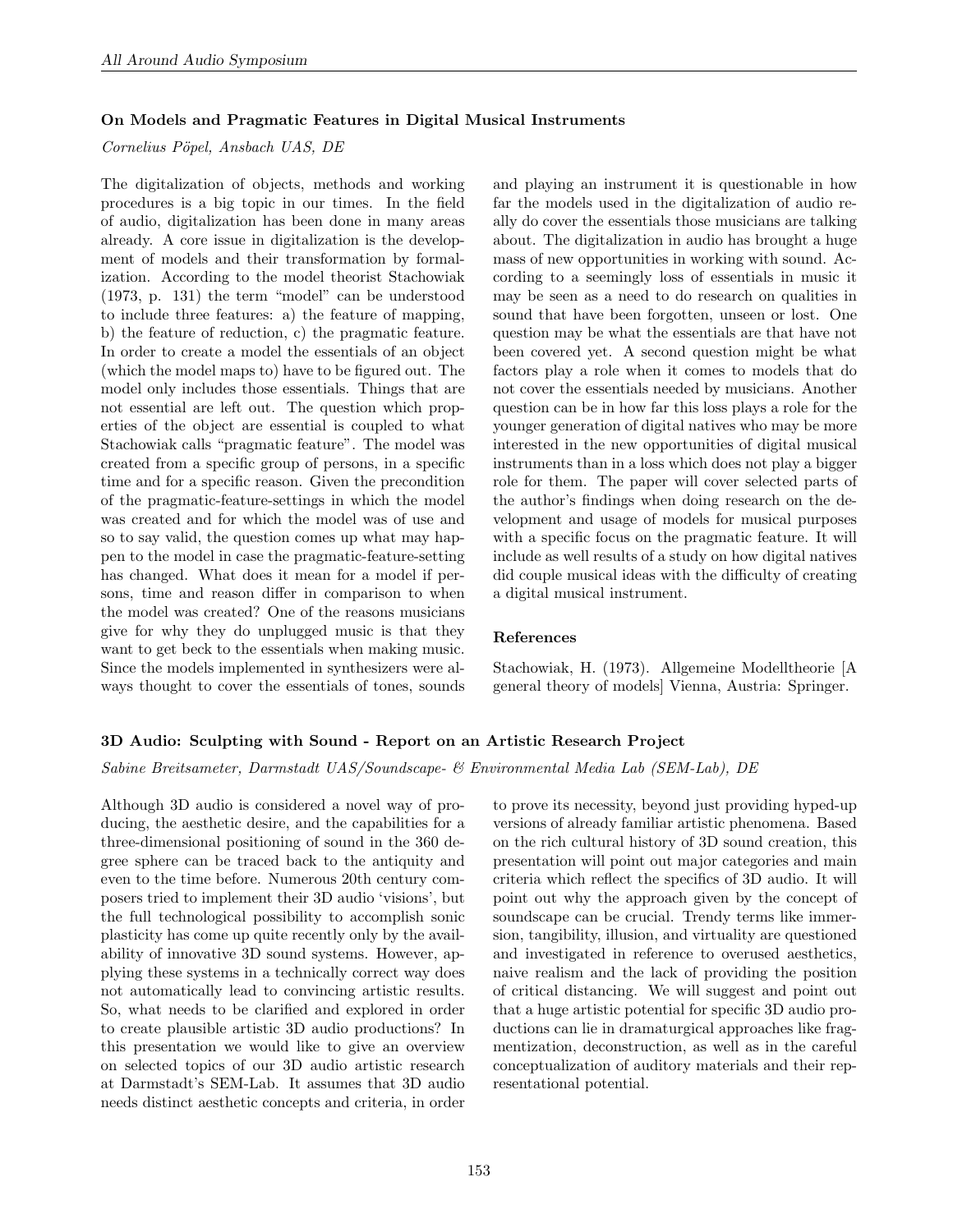### On Models and Pragmatic Features in Digital Musical Instruments

*Cornelius Pöpel, Ansbach UAS, DE*

The digitalization of objects, methods and working procedures is a big topic in our times. In the field of audio, digitalization has been done in many areas already. A core issue in digitalization is the development of models and their transformation by formalization. According to the model theorist Stachowiak (1973, p. 131) the term "model" can be understood to include three features: a) the feature of mapping, b) the feature of reduction, c) the pragmatic feature. In order to create a model the essentials of an object (which the model maps to) have to be figured out. The model only includes those essentials. Things that are not essential are left out. The question which properties of the object are essential is coupled to what Stachowiak calls "pragmatic feature". The model was created from a specific group of persons, in a specific time and for a specific reason. Given the precondition of the pragmatic-feature-settings in which the model was created and for which the model was of use and so to say valid, the question comes up what may happen to the model in case the pragmatic-feature-setting has changed. What does it mean for a model if persons, time and reason differ in comparison to when the model was created? One of the reasons musicians give for why they do unplugged music is that they want to get beck to the essentials when making music. Since the models implemented in synthesizers were always thought to cover the essentials of tones, sounds and playing an instrument it is questionable in how far the models used in the digitalization of audio really do cover the essentials those musicians are talking about. The digitalization in audio has brought a huge mass of new opportunities in working with sound. According to a seemingly loss of essentials in music it may be seen as a need to do research on qualities in sound that have been forgotten, unseen or lost. One question may be what the essentials are that have not been covered yet. A second question might be what factors play a role when it comes to models that do not cover the essentials needed by musicians. Another question can be in how far this loss plays a role for the younger generation of digital natives who may be more interested in the new opportunities of digital musical instruments than in a loss which does not play a bigger role for them. The paper will cover selected parts of the author's findings when doing research on the development and usage of models for musical purposes with a specific focus on the pragmatic feature. It will include as well results of a study on how digital natives did couple musical ideas with the difficulty of creating a digital musical instrument.

#### References

Stachowiak, H. (1973). Allgemeine Modelltheorie [A general theory of models] Vienna, Austria: Springer.

### 3D Audio: Sculpting with Sound - Report on an Artistic Research Project

*Sabine Breitsameter, Darmstadt UAS/Soundscape- & Environmental Media Lab (SEM-Lab), DE*

Although 3D audio is considered a novel way of producing, the aesthetic desire, and the capabilities for a three-dimensional positioning of sound in the 360 degree sphere can be traced back to the antiquity and even to the time before. Numerous 20th century composers tried to implement their 3D audio 'visions', but the full technological possibility to accomplish sonic plasticity has come up quite recently only by the availability of innovative 3D sound systems. However, applying these systems in a technically correct way does not automatically lead to convincing artistic results. So, what needs to be clarified and explored in order to create plausible artistic 3D audio productions? In this presentation we would like to give an overview on selected topics of our 3D audio artistic research at Darmstadt's SEM-Lab. It assumes that 3D audio needs distinct aesthetic concepts and criteria, in order to prove its necessity, beyond just providing hyped-up versions of already familiar artistic phenomena. Based on the rich cultural history of 3D sound creation, this presentation will point out major categories and main criteria which reflect the specifics of 3D audio. It will point out why the approach given by the concept of soundscape can be crucial. Trendy terms like immersion, tangibility, illusion, and virtuality are questioned and investigated in reference to overused aesthetics, naive realism and the lack of providing the position of critical distancing. We will suggest and point out that a huge artistic potential for specific 3D audio productions can lie in dramaturgical approaches like fragmentization, deconstruction, as well as in the careful conceptualization of auditory materials and their representational potential.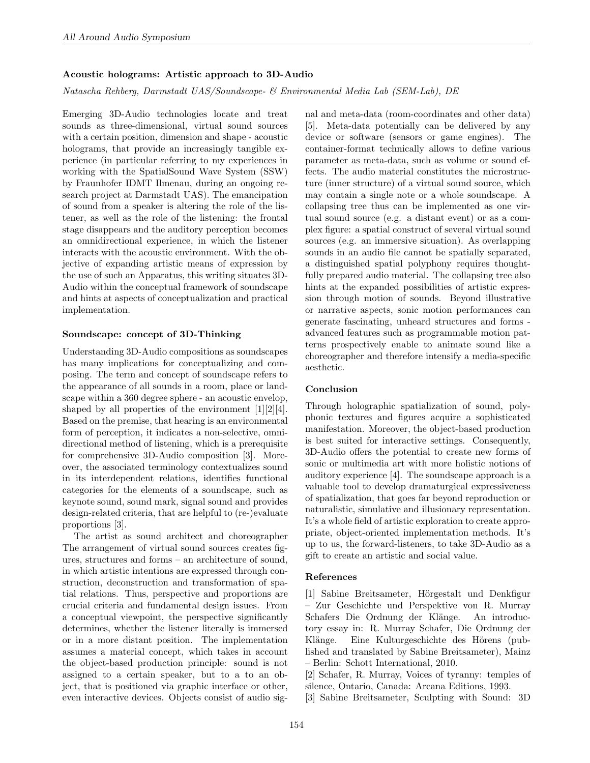### Acoustic holograms: Artistic approach to 3D-Audio

*Natascha Rehberg, Darmstadt UAS/Soundscape- & Environmental Media Lab (SEM-Lab), DE*

Emerging 3D-Audio technologies locate and treat sounds as three-dimensional, virtual sound sources with a certain position, dimension and shape - acoustic holograms, that provide an increasingly tangible experience (in particular referring to my experiences in working with the SpatialSound Wave System (SSW) by Fraunhofer IDMT Ilmenau, during an ongoing research project at Darmstadt UAS). The emancipation of sound from a speaker is altering the role of the listener, as well as the role of the listening: the frontal stage disappears and the auditory perception becomes an omnidirectional experience, in which the listener interacts with the acoustic environment. With the objective of expanding artistic means of expression by the use of such an Apparatus, this writing situates 3D-Audio within the conceptual framework of soundscape and hints at aspects of conceptualization and practical implementation.

#### Soundscape: concept of 3D-Thinking

Understanding 3D-Audio compositions as soundscapes has many implications for conceptualizing and composing. The term and concept of soundscape refers to the appearance of all sounds in a room, place or landscape within a 360 degree sphere - an acoustic envelop, shaped by all properties of the environment [1][2][4]. Based on the premise, that hearing is an environmental form of perception, it indicates a non-selective, omnidirectional method of listening, which is a prerequisite for comprehensive 3D-Audio composition [3]. Moreover, the associated terminology contextualizes sound in its interdependent relations, identifies functional categories for the elements of a soundscape, such as keynote sound, sound mark, signal sound and provides design-related criteria, that are helpful to (re-)evaluate proportions [3].

The artist as sound architect and choreographer The arrangement of virtual sound sources creates figures, structures and forms – an architecture of sound, in which artistic intentions are expressed through construction, deconstruction and transformation of spatial relations. Thus, perspective and proportions are crucial criteria and fundamental design issues. From a conceptual viewpoint, the perspective significantly determines, whether the listener literally is immersed or in a more distant position. The implementation assumes a material concept, which takes in account the object-based production principle: sound is not assigned to a certain speaker, but to a to an object, that is positioned via graphic interface or other, even interactive devices. Objects consist of audio signal and meta-data (room-coordinates and other data) [5]. Meta-data potentially can be delivered by any device or software (sensors or game engines). The container-format technically allows to define various parameter as meta-data, such as volume or sound effects. The audio material constitutes the microstructure (inner structure) of a virtual sound source, which may contain a single note or a whole soundscape. A collapsing tree thus can be implemented as one virtual sound source (e.g. a distant event) or as a complex figure: a spatial construct of several virtual sound sources (e.g. an immersive situation). As overlapping sounds in an audio file cannot be spatially separated, a distinguished spatial polyphony requires thoughtfully prepared audio material. The collapsing tree also hints at the expanded possibilities of artistic expression through motion of sounds. Beyond illustrative or narrative aspects, sonic motion performances can generate fascinating, unheard structures and forms - advanced features such as programmable motion patterns prospectively enable to animate sound like a choreographer and therefore intensify a media-specific aesthetic.

#### Conclusion

Through holographic spatialization of sound, polyphonic textures and figures acquire a sophisticated manifestation. Moreover, the object-based production is best suited for interactive settings. Consequently, 3D-Audio offers the potential to create new forms of sonic or multimedia art with more holistic notions of auditory experience [4]. The soundscape approach is a valuable tool to develop dramaturgical expressiveness of spatialization, that goes far beyond reproduction or naturalistic, simulative and illusionary representation. It's a whole field of artistic exploration to create appropriate, object-oriented implementation methods. It's up to us, the forward-listeners, to take 3D-Audio as a gift to create an artistic and social value.

#### References

[1] Sabine Breitsameter, Hörgestalt und Denkfigur – Zur Geschichte und Perspektive von R. Murray Schafers Die Ordnung der Klänge. An introductory essay in: R. Murray Schafer, Die Ordnung der Klänge. Eine Kulturgeschichte des Hörens (published and translated by Sabine Breitsameter), Mainz – Berlin: Schott International, 2010.

[2] Schafer, R. Murray, Voices of tyranny: temples of silence, Ontario, Canada: Arcana Editions, 1993.

[3] Sabine Breitsameter, Sculpting with Sound: 3D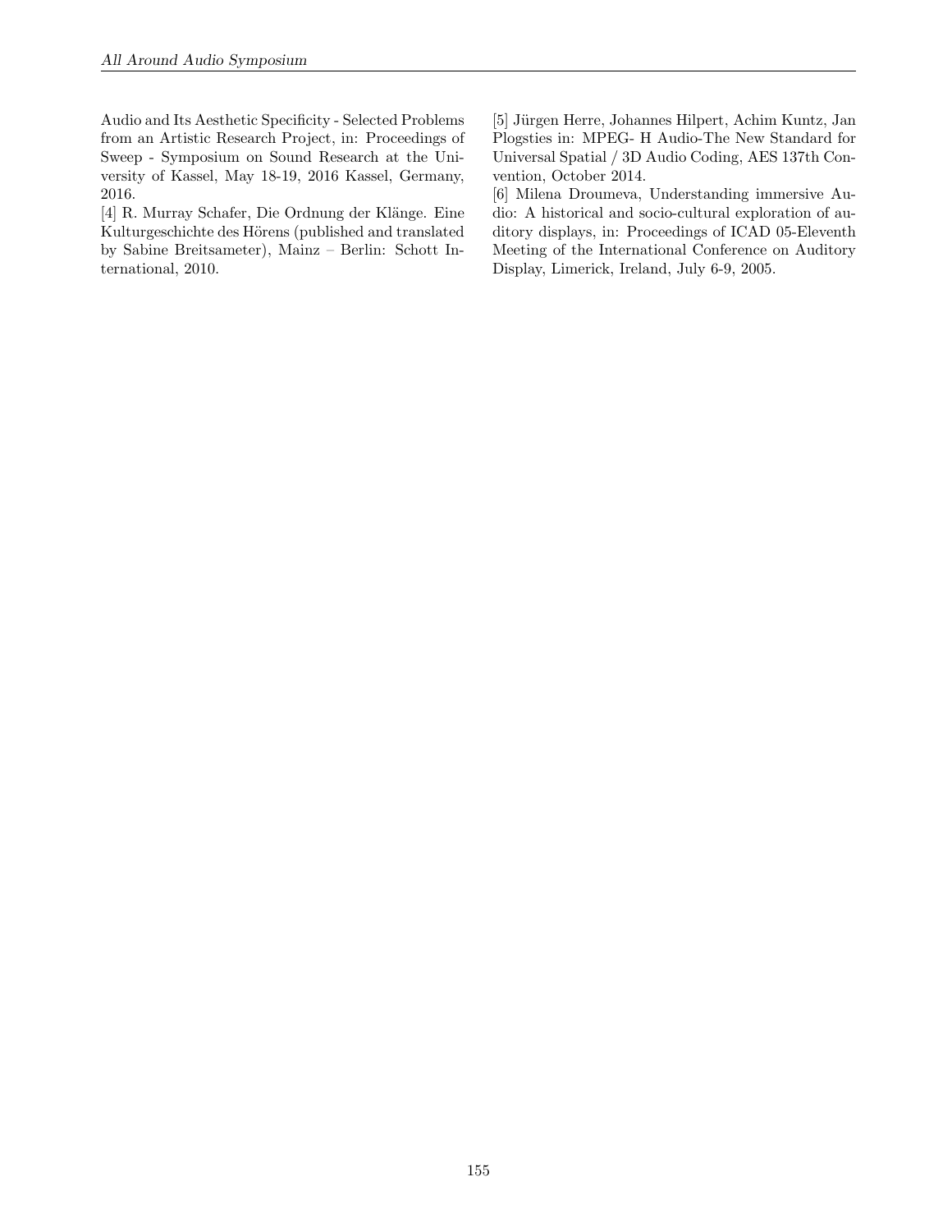Audio and Its Aesthetic Specificity - Selected Problems from an Artistic Research Project, in: Proceedings of Sweep - Symposium on Sound Research at the University of Kassel, May 18-19, 2016 Kassel, Germany, 2016.

[4] R. Murray Schafer, Die Ordnung der Klänge. Eine Kulturgeschichte des Hörens (published and translated by Sabine Breitsameter), Mainz – Berlin: Schott International, 2010.

[5] Jürgen Herre, Johannes Hilpert, Achim Kuntz, Jan Plogsties in: MPEG- H Audio-The New Standard for Universal Spatial / 3D Audio Coding, AES 137th Convention, October 2014.

[6] Milena Droumeva, Understanding immersive Audio: A historical and socio-cultural exploration of auditory displays, in: Proceedings of ICAD 05-Eleventh Meeting of the International Conference on Auditory Display, Limerick, Ireland, July 6-9, 2005.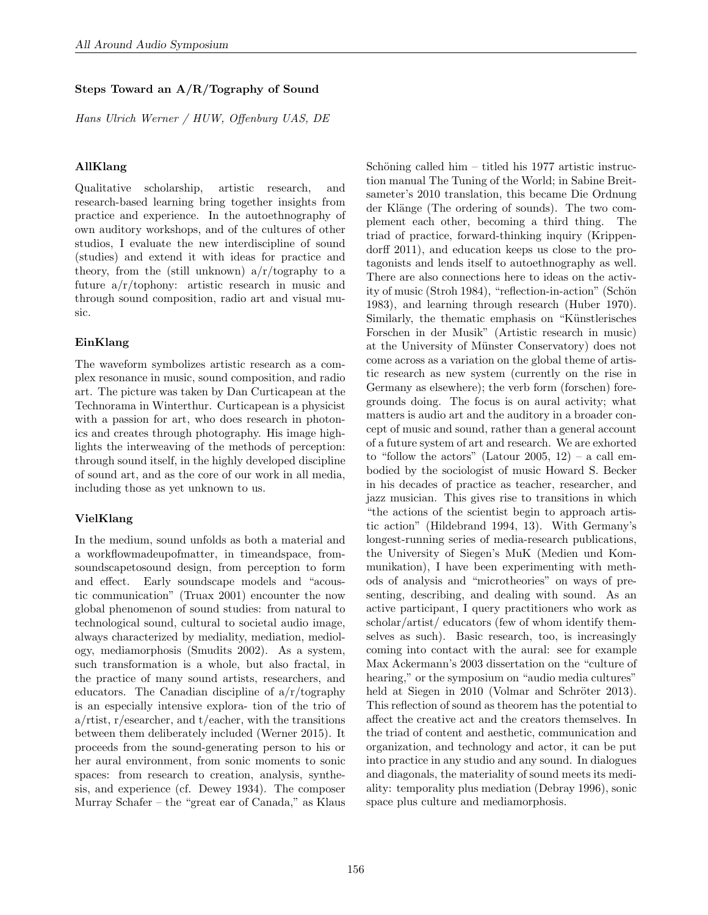### Steps Toward an A/R/Tography of Sound

*Hans Ulrich Werner / HUW, Offenburg UAS, DE*

#### AllKlang

Qualitative scholarship, artistic research, and research-based learning bring together insights from practice and experience. In the autoethnography of own auditory workshops, and of the cultures of other studios, I evaluate the new interdiscipline of sound (studies) and extend it with ideas for practice and theory, from the (still unknown) a/r/tography to a future a/r/tophony: artistic research in music and through sound composition, radio art and visual music.

#### EinKlang

The waveform symbolizes artistic research as a complex resonance in music, sound composition, and radio art. The picture was taken by Dan Curticapean at the Technorama in Winterthur. Curticapean is a physicist with a passion for art, who does research in photonics and creates through photography. His image highlights the interweaving of the methods of perception: through sound itself, in the highly developed discipline of sound art, and as the core of our work in all media, including those as yet unknown to us.

#### VielKlang

In the medium, sound unfolds as both a material and a workflowmadeupofmatter, in timeandspace, fromsoundscapetosound design, from perception to form and effect. Early soundscape models and "acoustic communication" (Truax 2001) encounter the now global phenomenon of sound studies: from natural to technological sound, cultural to societal audio image, always characterized by mediality, mediation, mediology, mediamorphosis (Smudits 2002). As a system, such transformation is a whole, but also fractal, in the practice of many sound artists, researchers, and educators. The Canadian discipline of a/r/tography is an especially intensive explora- tion of the trio of a/rtist, r/esearcher, and t/eacher, with the transitions between them deliberately included (Werner 2015). It proceeds from the sound-generating person to his or her aural environment, from sonic moments to sonic spaces: from research to creation, analysis, synthesis, and experience (cf. Dewey 1934). The composer Murray Schafer – the "great ear of Canada," as Klaus Schöning called him – titled his 1977 artistic instruction manual The Tuning of the World; in Sabine Breitsameter's 2010 translation, this became Die Ordnung der Klänge (The ordering of sounds). The two complement each other, becoming a third thing. The triad of practice, forward-thinking inquiry (Krippendorff 2011), and education keeps us close to the protagonists and lends itself to autoethnography as well. There are also connections here to ideas on the activity of music (Stroh 1984), "reflection-in-action" (Schön 1983), and learning through research (Huber 1970). Similarly, the thematic emphasis on "Künstlerisches Forschen in der Musik" (Artistic research in music) at the University of Münster Conservatory) does not come across as a variation on the global theme of artistic research as new system (currently on the rise in Germany as elsewhere); the verb form (forschen) foregrounds doing. The focus is on aural activity; what matters is audio art and the auditory in a broader concept of music and sound, rather than a general account of a future system of art and research. We are exhorted to "follow the actors" (Latour 2005, 12) – a call embodied by the sociologist of music Howard S. Becker in his decades of practice as teacher, researcher, and jazz musician. This gives rise to transitions in which "the actions of the scientist begin to approach artistic action" (Hildebrand 1994, 13). With Germany's longest-running series of media-research publications, the University of Siegen's MuK (Medien und Kommunikation), I have been experimenting with methods of analysis and "microtheories" on ways of presenting, describing, and dealing with sound. As an active participant, I query practitioners who work as scholar/artist/ educators (few of whom identify themselves as such). Basic research, too, is increasingly coming into contact with the aural: see for example Max Ackermann's 2003 dissertation on the "culture of hearing," or the symposium on "audio media cultures" held at Siegen in 2010 (Volmar and Schröter 2013). This reflection of sound as theorem has the potential to affect the creative act and the creators themselves. In the triad of content and aesthetic, communication and organization, and technology and actor, it can be put into practice in any studio and any sound. In dialogues and diagonals, the materiality of sound meets its mediality: temporality plus mediation (Debray 1996), sonic space plus culture and mediamorphosis.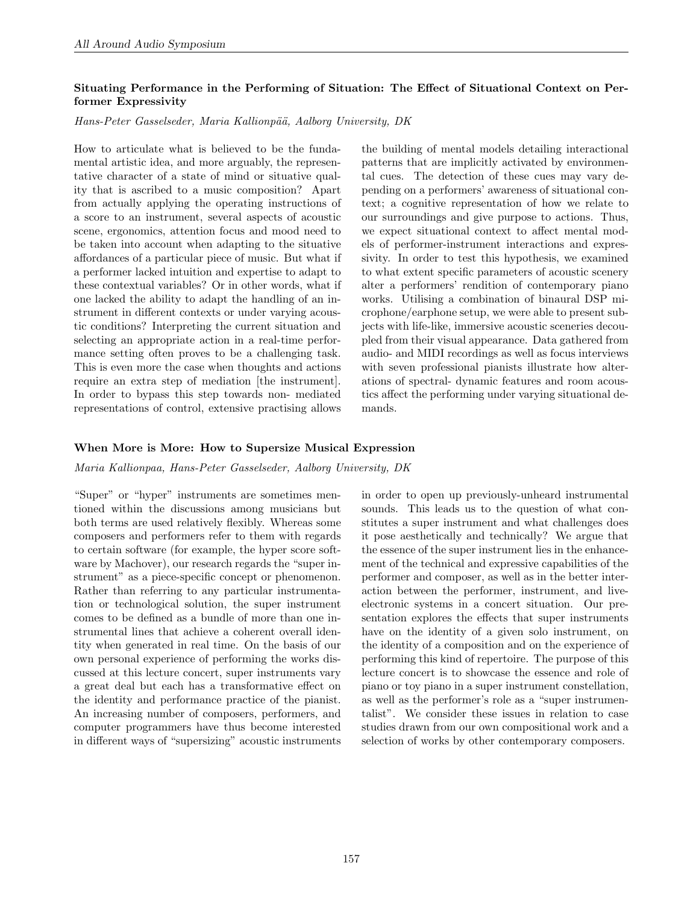### Situating Performance in the Performing of Situation: The Effect of Situational Context on Performer Expressivity

*Hans-Peter Gasselseder, Maria Kallionpää, Aalborg University, DK*

How to articulate what is believed to be the fundamental artistic idea, and more arguably, the representative character of a state of mind or situative quality that is ascribed to a music composition? Apart from actually applying the operating instructions of a score to an instrument, several aspects of acoustic scene, ergonomics, attention focus and mood need to be taken into account when adapting to the situative affordances of a particular piece of music. But what if a performer lacked intuition and expertise to adapt to these contextual variables? Or in other words, what if one lacked the ability to adapt the handling of an instrument in different contexts or under varying acoustic conditions? Interpreting the current situation and selecting an appropriate action in a real-time performance setting often proves to be a challenging task. This is even more the case when thoughts and actions require an extra step of mediation [the instrument]. In order to bypass this step towards non- mediated representations of control, extensive practising allows the building of mental models detailing interactional patterns that are implicitly activated by environmental cues. The detection of these cues may vary depending on a performers' awareness of situational context; a cognitive representation of how we relate to our surroundings and give purpose to actions. Thus, we expect situational context to affect mental models of performer-instrument interactions and expressivity. In order to test this hypothesis, we examined to what extent specific parameters of acoustic scenery alter a performers' rendition of contemporary piano works. Utilising a combination of binaural DSP microphone/earphone setup, we were able to present subjects with life-like, immersive acoustic sceneries decoupled from their visual appearance. Data gathered from audio- and MIDI recordings as well as focus interviews with seven professional pianists illustrate how alterations of spectral- dynamic features and room acoustics affect the performing under varying situational demands.

### When More is More: How to Supersize Musical Expression

*Maria Kallionpaa, Hans-Peter Gasselseder, Aalborg University, DK*

"Super" or "hyper" instruments are sometimes mentioned within the discussions among musicians but both terms are used relatively flexibly. Whereas some composers and performers refer to them with regards to certain software (for example, the hyper score software by Machover), our research regards the "super instrument" as a piece-specific concept or phenomenon. Rather than referring to any particular instrumentation or technological solution, the super instrument comes to be defined as a bundle of more than one instrumental lines that achieve a coherent overall identity when generated in real time. On the basis of our own personal experience of performing the works discussed at this lecture concert, super instruments vary a great deal but each has a transformative effect on the identity and performance practice of the pianist. An increasing number of composers, performers, and computer programmers have thus become interested in different ways of "supersizing" acoustic instruments in order to open up previously-unheard instrumental sounds. This leads us to the question of what constitutes a super instrument and what challenges does it pose aesthetically and technically? We argue that the essence of the super instrument lies in the enhancement of the technical and expressive capabilities of the performer and composer, as well as in the better interaction between the performer, instrument, and live-electronic systems in a concert situation. Our presentation explores the effects that super instruments have on the identity of a given solo instrument, on the identity of a composition and on the experience of performing this kind of repertoire. The purpose of this lecture concert is to showcase the essence and role of piano or toy piano in a super instrument constellation, as well as the performer's role as a "super instrumentalist". We consider these issues in relation to case studies drawn from our own compositional work and a selection of works by other contemporary composers.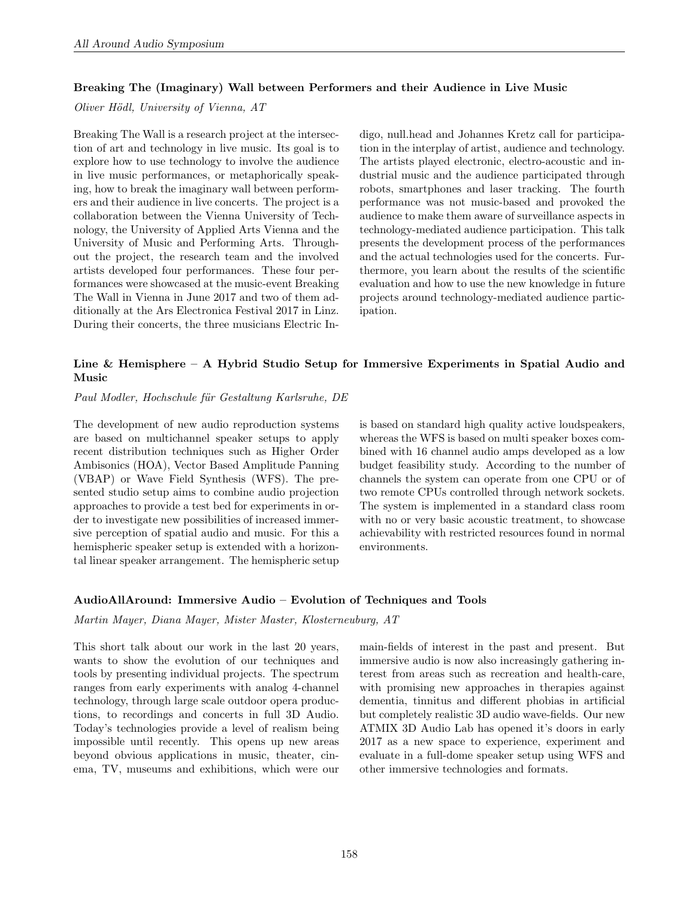### Breaking The (Imaginary) Wall between Performers and their Audience in Live Music

*Oliver Hödl, University of Vienna, AT*

Breaking The Wall is a research project at the intersection of art and technology in live music. Its goal is to explore how to use technology to involve the audience in live music performances, or metaphorically speaking, how to break the imaginary wall between performers and their audience in live concerts. The project is a collaboration between the Vienna University of Technology, the University of Applied Arts Vienna and the University of Music and Performing Arts. Throughout the project, the research team and the involved artists developed four performances. These four performances were showcased at the music-event Breaking The Wall in Vienna in June 2017 and two of them additionally at the Ars Electronica Festival 2017 in Linz. During their concerts, the three musicians Electric Indigo, null.head and Johannes Kretz call for participation in the interplay of artist, audience and technology. The artists played electronic, electro-acoustic and industrial music and the audience participated through robots, smartphones and laser tracking. The fourth performance was not music-based and provoked the audience to make them aware of surveillance aspects in technology-mediated audience participation. This talk presents the development process of the performances and the actual technologies used for the concerts. Furthermore, you learn about the results of the scientific evaluation and how to use the new knowledge in future projects around technology-mediated audience participation.

### Line & Hemisphere – A Hybrid Studio Setup for Immersive Experiments in Spatial Audio and Music

*Paul Modler, Hochschule für Gestaltung Karlsruhe, DE*

The development of new audio reproduction systems are based on multichannel speaker setups to apply recent distribution techniques such as Higher Order Ambisonics (HOA), Vector Based Amplitude Panning (VBAP) or Wave Field Synthesis (WFS). The presented studio setup aims to combine audio projection approaches to provide a test bed for experiments in order to investigate new possibilities of increased immersive perception of spatial audio and music. For this a hemispheric speaker setup is extended with a horizontal linear speaker arrangement. The hemispheric setup is based on standard high quality active loudspeakers, whereas the WFS is based on multi speaker boxes combined with 16 channel audio amps developed as a low budget feasibility study. According to the number of channels the system can operate from one CPU or of two remote CPUs controlled through network sockets. The system is implemented in a standard class room with no or very basic acoustic treatment, to showcase achievability with restricted resources found in normal environments.

### AudioAllAround: Immersive Audio – Evolution of Techniques and Tools

*Martin Mayer, Diana Mayer, Mister Master, Klosterneuburg, AT*

This short talk about our work in the last 20 years, wants to show the evolution of our techniques and tools by presenting individual projects. The spectrum ranges from early experiments with analog 4-channel technology, through large scale outdoor opera productions, to recordings and concerts in full 3D Audio. Today's technologies provide a level of realism being impossible until recently. This opens up new areas beyond obvious applications in music, theater, cinema, TV, museums and exhibitions, which were our main-fields of interest in the past and present. But immersive audio is now also increasingly gathering interest from areas such as recreation and health-care, with promising new approaches in therapies against dementia, tinnitus and different phobias in artificial but completely realistic 3D audio wave-fields. Our new ATMIX 3D Audio Lab has opened it's doors in early 2017 as a new space to experience, experiment and evaluate in a full-dome speaker setup using WFS and other immersive technologies and formats.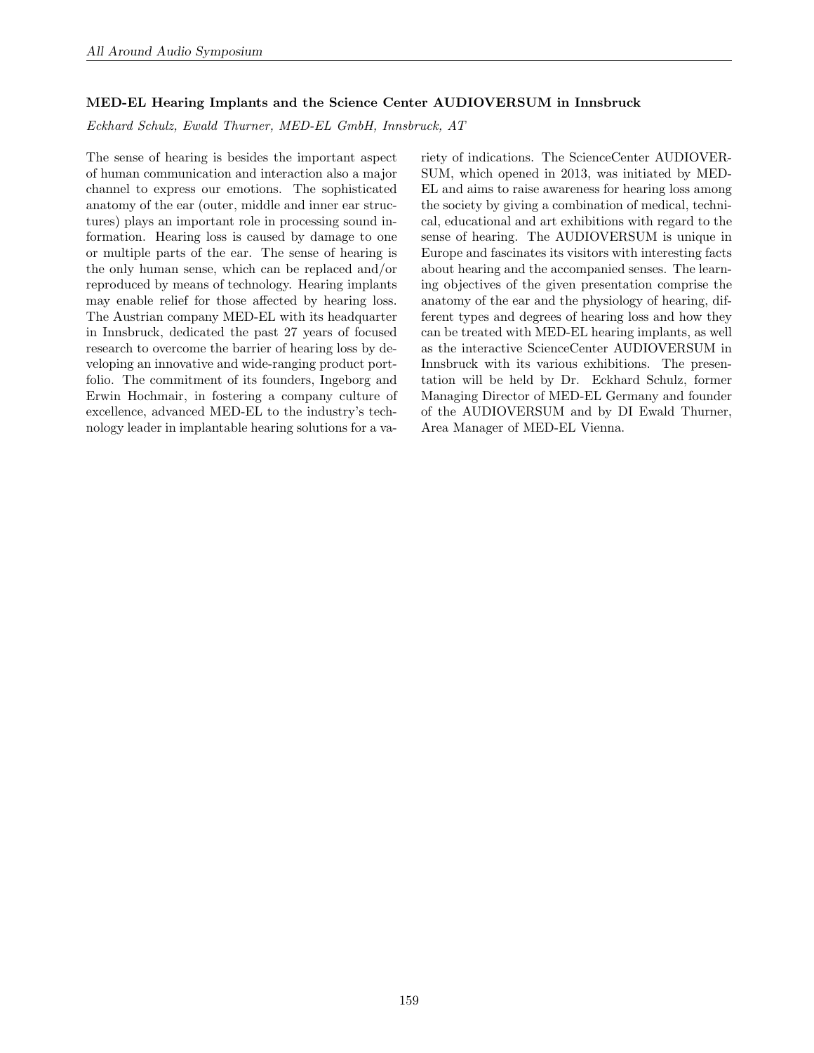### MED-EL Hearing Implants and the Science Center AUDIOVERSUM in Innsbruck

*Eckhard Schulz, Ewald Thurner, MED-EL GmbH, Innsbruck, AT*

The sense of hearing is besides the important aspect of human communication and interaction also a major channel to express our emotions. The sophisticated anatomy of the ear (outer, middle and inner ear structures) plays an important role in processing sound information. Hearing loss is caused by damage to one or multiple parts of the ear. The sense of hearing is the only human sense, which can be replaced and/or reproduced by means of technology. Hearing implants may enable relief for those affected by hearing loss. The Austrian company MED-EL with its headquarter in Innsbruck, dedicated the past 27 years of focused research to overcome the barrier of hearing loss by developing an innovative and wide-ranging product portfolio. The commitment of its founders, Ingeborg and Erwin Hochmair, in fostering a company culture of excellence, advanced MED-EL to the industry's technology leader in implantable hearing solutions for a variety of indications. The ScienceCenter AUDIOVERSUM, which opened in 2013, was initiated by MED-EL and aims to raise awareness for hearing loss among the society by giving a combination of medical, technical, educational and art exhibitions with regard to the sense of hearing. The AUDIOVERSUM is unique in Europe and fascinates its visitors with interesting facts about hearing and the accompanied senses. The learning objectives of the given presentation comprise the anatomy of the ear and the physiology of hearing, different types and degrees of hearing loss and how they can be treated with MED-EL hearing implants, as well as the interactive ScienceCenter AUDIOVERSUM in Innsbruck with its various exhibitions. The presentation will be held by Dr. Eckhard Schulz, former Managing Director of MED-EL Germany and founder of the AUDIOVERSUM and by DI Ewald Thurner, Area Manager of MED-EL Vienna.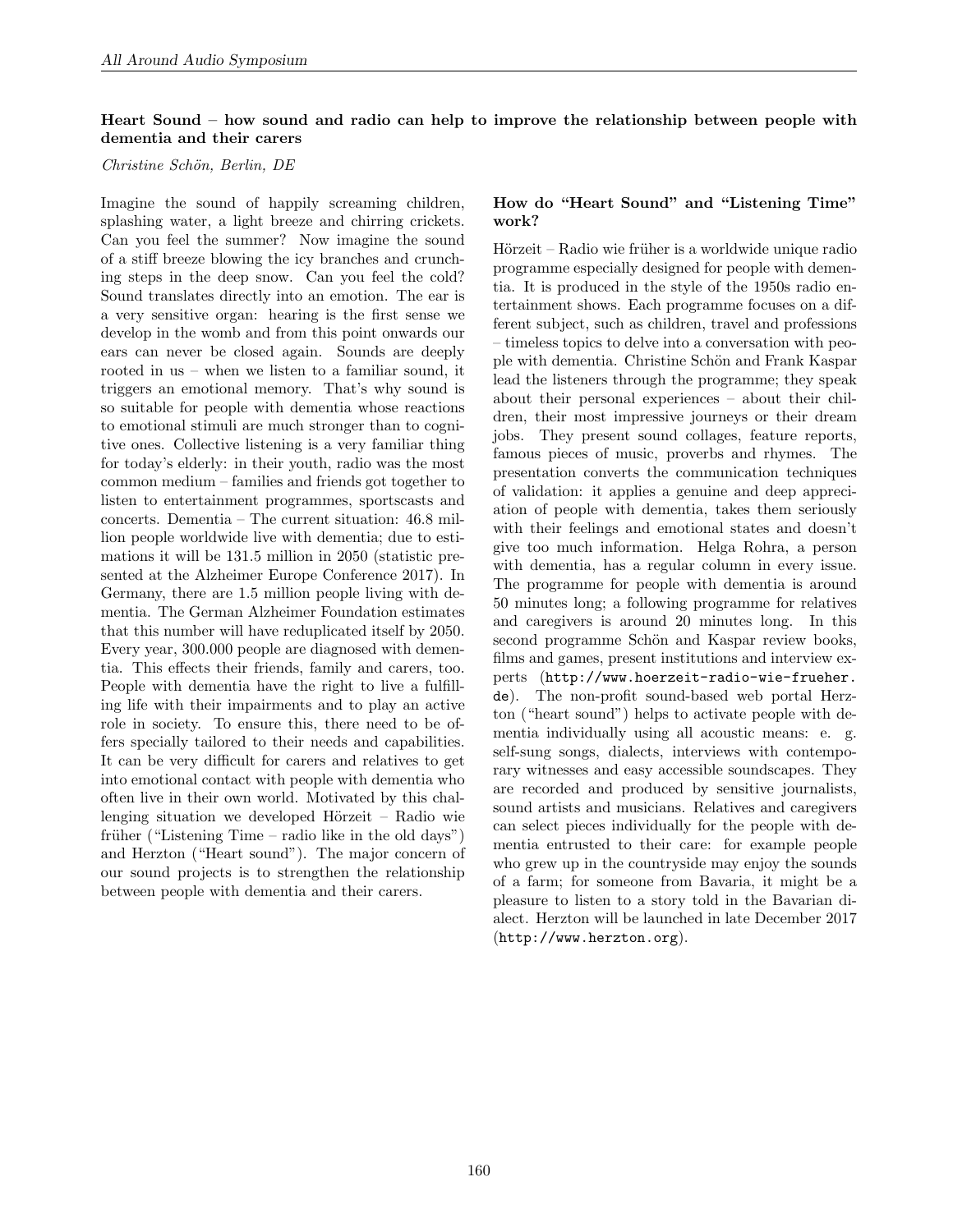### Heart Sound – how sound and radio can help to improve the relationship between people with dementia and their carers

*Christine Schön, Berlin, DE*

Imagine the sound of happily screaming children, splashing water, a light breeze and chirring crickets. Can you feel the summer? Now imagine the sound of a stiff breeze blowing the icy branches and crunching steps in the deep snow. Can you feel the cold? Sound translates directly into an emotion. The ear is a very sensitive organ: hearing is the first sense we develop in the womb and from this point onwards our ears can never be closed again. Sounds are deeply rooted in us – when we listen to a familiar sound, it triggers an emotional memory. That's why sound is so suitable for people with dementia whose reactions to emotional stimuli are much stronger than to cognitive ones. Collective listening is a very familiar thing for today's elderly: in their youth, radio was the most common medium – families and friends got together to listen to entertainment programmes, sportscasts and concerts. Dementia – The current situation: 46.8 million people worldwide live with dementia; due to estimations it will be 131.5 million in 2050 (statistic presented at the Alzheimer Europe Conference 2017). In Germany, there are 1.5 million people living with dementia. The German Alzheimer Foundation estimates that this number will have reduplicated itself by 2050. Every year, 300.000 people are diagnosed with dementia. This effects their friends, family and carers, too. People with dementia have the right to live a fulfilling life with their impairments and to play an active role in society. To ensure this, there need to be offers specially tailored to their needs and capabilities. It can be very difficult for carers and relatives to get into emotional contact with people with dementia who often live in their own world. Motivated by this challenging situation we developed Hörzeit – Radio wie früher ("Listening Time – radio like in the old days") and Herzton ("Heart sound"). The major concern of our sound projects is to strengthen the relationship between people with dementia and their carers.

#### How do "Heart Sound" and "Listening Time" work?

Hörzeit – Radio wie früher is a worldwide unique radio programme especially designed for people with dementia. It is produced in the style of the 1950s radio entertainment shows. Each programme focuses on a different subject, such as children, travel and professions – timeless topics to delve into a conversation with people with dementia. Christine Schön and Frank Kaspar lead the listeners through the programme; they speak about their personal experiences – about their children, their most impressive journeys or their dream jobs. They present sound collages, feature reports, famous pieces of music, proverbs and rhymes. The presentation converts the communication techniques of validation: it applies a genuine and deep appreciation of people with dementia, takes them seriously with their feelings and emotional states and doesn't give too much information. Helga Rohra, a person with dementia, has a regular column in every issue. The programme for people with dementia is around 50 minutes long; a following programme for relatives and caregivers is around 20 minutes long. In this second programme Schön and Kaspar review books, films and games, present institutions and interview experts (http://www.hoerzeit-radio-wie-frueher.de). The non-profit sound-based web portal Herzton ("heart sound") helps to activate people with dementia individually using all acoustic means: e. g. self-sung songs, dialects, interviews with contemporary witnesses and easy accessible soundscapes. They are recorded and produced by sensitive journalists, sound artists and musicians. Relatives and caregivers can select pieces individually for the people with dementia entrusted to their care: for example people who grew up in the countryside may enjoy the sounds of a farm; for someone from Bavaria, it might be a pleasure to listen to a story told in the Bavarian dialect. Herzton will be launched in late December 2017 (http://www.herzton.org).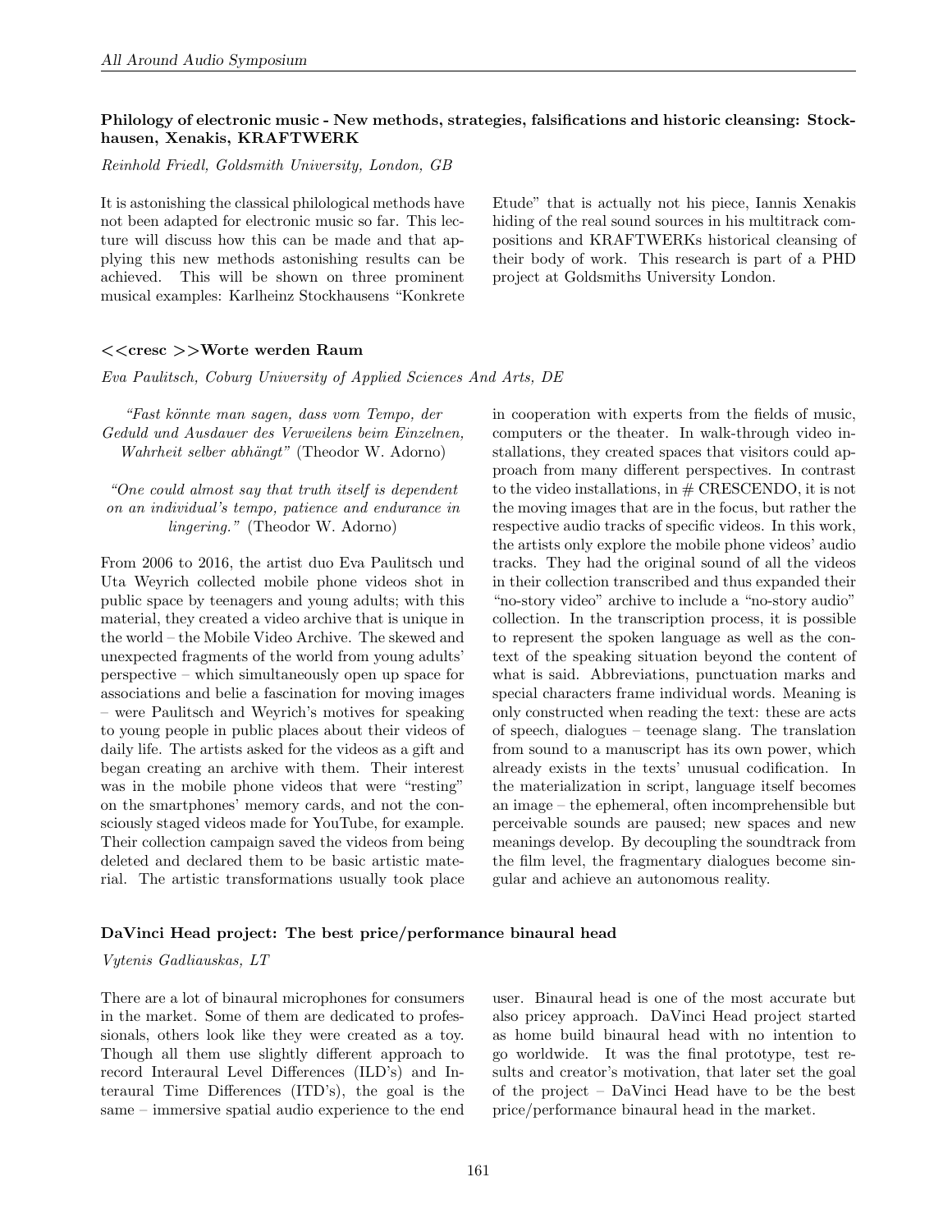### Philology of electronic music - New methods, strategies, falsifications and historic cleansing: Stockhausen, Xenakis, KRAFTWERK

*Reinhold Friedl, Goldsmith University, London, GB*

It is astonishing the classical philological methods have not been adapted for electronic music so far. This lecture will discuss how this can be made and that applying this new methods astonishing results can be achieved. This will be shown on three prominent musical examples: Karlheinz Stockhausens "Konkrete Etude" that is actually not his piece, Iannis Xenakis hiding of the real sound sources in his multitrack compositions and KRAFTWERKs historical cleansing of their body of work. This research is part of a PHD project at Goldsmiths University London.

### <<cresc >>Worte werden Raum

*Eva Paulitsch, Coburg University of Applied Sciences And Arts, DE*

*"Fast könnte man sagen, dass vom Tempo, der Geduld und Ausdauer des Verweilens beim Einzelnen, Wahrheit selber abhängt"* (Theodor W. Adorno)

*"One could almost say that truth itself is dependent on an individual's tempo, patience and endurance in lingering."* (Theodor W. Adorno)

From 2006 to 2016, the artist duo Eva Paulitsch und Uta Weyrich collected mobile phone videos shot in public space by teenagers and young adults; with this material, they created a video archive that is unique in the world – the Mobile Video Archive. The skewed and unexpected fragments of the world from young adults' perspective – which simultaneously open up space for associations and belie a fascination for moving images – were Paulitsch and Weyrich's motives for speaking to young people in public places about their videos of daily life. The artists asked for the videos as a gift and began creating an archive with them. Their interest was in the mobile phone videos that were "resting" on the smartphones' memory cards, and not the consciously staged videos made for YouTube, for example. Their collection campaign saved the videos from being deleted and declared them to be basic artistic material. The artistic transformations usually took place in cooperation with experts from the fields of music, computers or the theater. In walk-through video installations, they created spaces that visitors could approach from many different perspectives. In contrast to the video installations, in # CRESCENDO, it is not the moving images that are in the focus, but rather the respective audio tracks of specific videos. In this work, the artists only explore the mobile phone videos' audio tracks. They had the original sound of all the videos in their collection transcribed and thus expanded their "no-story video" archive to include a "no-story audio" collection. In the transcription process, it is possible to represent the spoken language as well as the context of the speaking situation beyond the content of what is said. Abbreviations, punctuation marks and special characters frame individual words. Meaning is only constructed when reading the text: these are acts of speech, dialogues – teenage slang. The translation from sound to a manuscript has its own power, which already exists in the texts' unusual codification. In the materialization in script, language itself becomes an image – the ephemeral, often incomprehensible but perceivable sounds are paused; new spaces and new meanings develop. By decoupling the soundtrack from the film level, the fragmentary dialogues become singular and achieve an autonomous reality.

### DaVinci Head project: The best price/performance binaural head

*Vytenis Gadliauskas, LT*

There are a lot of binaural microphones for consumers in the market. Some of them are dedicated to professionals, others look like they were created as a toy. Though all them use slightly different approach to record Interaural Level Differences (ILD's) and Interaural Time Differences (ITD's), the goal is the same – immersive spatial audio experience to the end user. Binaural head is one of the most accurate but also pricey approach. DaVinci Head project started as home build binaural head with no intention to go worldwide. It was the final prototype, test results and creator's motivation, that later set the goal of the project – DaVinci Head have to be the best price/performance binaural head in the market.